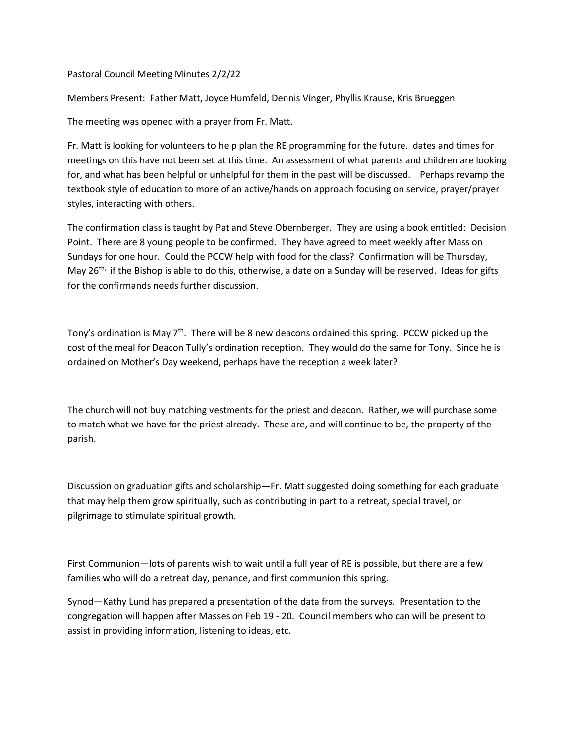Pastoral Council Meeting Minutes 2/2/22

Members Present: Father Matt, Joyce Humfeld, Dennis Vinger, Phyllis Krause, Kris Brueggen

The meeting was opened with a prayer from Fr. Matt.

Fr. Matt is looking for volunteers to help plan the RE programming for the future. dates and times for meetings on this have not been set at this time. An assessment of what parents and children are looking for, and what has been helpful or unhelpful for them in the past will be discussed. Perhaps revamp the textbook style of education to more of an active/hands on approach focusing on service, prayer/prayer styles, interacting with others.

The confirmation class is taught by Pat and Steve Obernberger. They are using a book entitled: Decision Point. There are 8 young people to be confirmed. They have agreed to meet weekly after Mass on Sundays for one hour. Could the PCCW help with food for the class? Confirmation will be Thursday, May 26th, if the Bishop is able to do this, otherwise, a date on a Sunday will be reserved. Ideas for gifts for the confirmands needs further discussion.

Tony's ordination is May 7th. There will be 8 new deacons ordained this spring. PCCW picked up the cost of the meal for Deacon Tully's ordination reception. They would do the same for Tony. Since he is ordained on Mother's Day weekend, perhaps have the reception a week later?

The church will not buy matching vestments for the priest and deacon. Rather, we will purchase some to match what we have for the priest already. These are, and will continue to be, the property of the parish.

Discussion on graduation gifts and scholarship—Fr. Matt suggested doing something for each graduate that may help them grow spiritually, such as contributing in part to a retreat, special travel, or pilgrimage to stimulate spiritual growth.

First Communion—lots of parents wish to wait until a full year of RE is possible, but there are a few families who will do a retreat day, penance, and first communion this spring.

Synod—Kathy Lund has prepared a presentation of the data from the surveys. Presentation to the congregation will happen after Masses on Feb 19 - 20. Council members who can will be present to assist in providing information, listening to ideas, etc.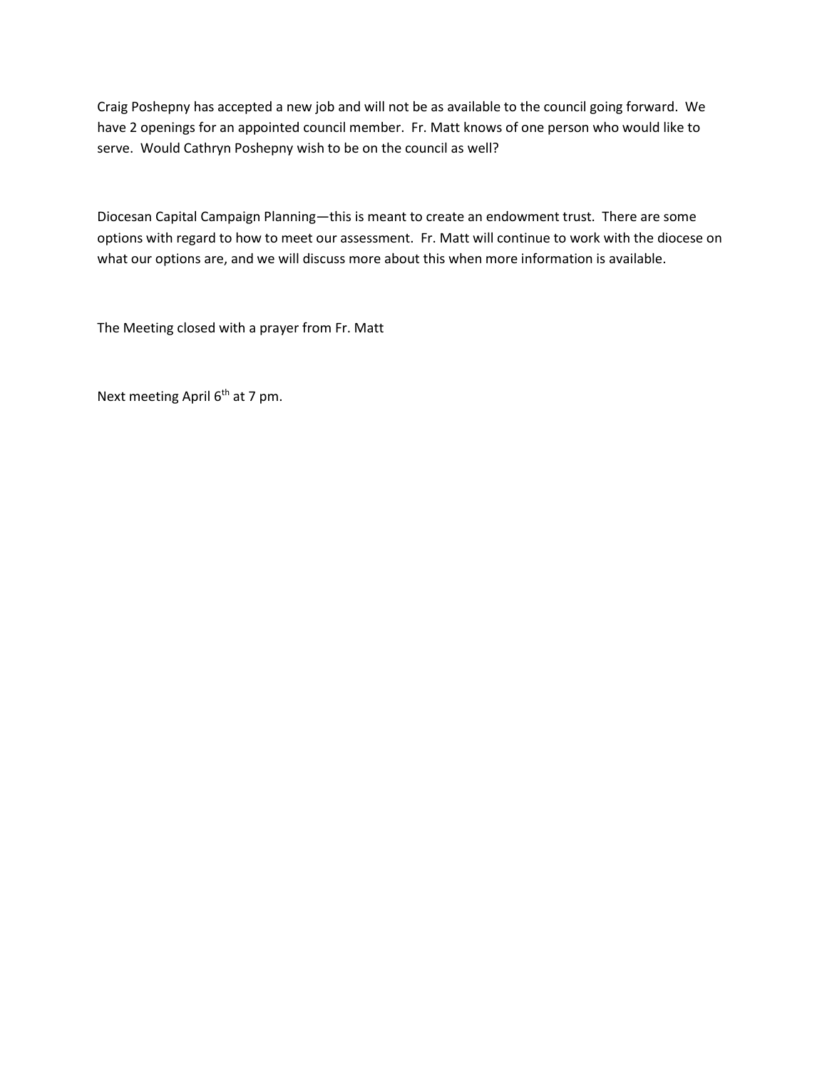Craig Poshepny has accepted a new job and will not be as available to the council going forward. We have 2 openings for an appointed council member. Fr. Matt knows of one person who would like to serve. Would Cathryn Poshepny wish to be on the council as well?

Diocesan Capital Campaign Planning—this is meant to create an endowment trust. There are some options with regard to how to meet our assessment. Fr. Matt will continue to work with the diocese on what our options are, and we will discuss more about this when more information is available.

The Meeting closed with a prayer from Fr. Matt

Next meeting April 6th at 7 pm.